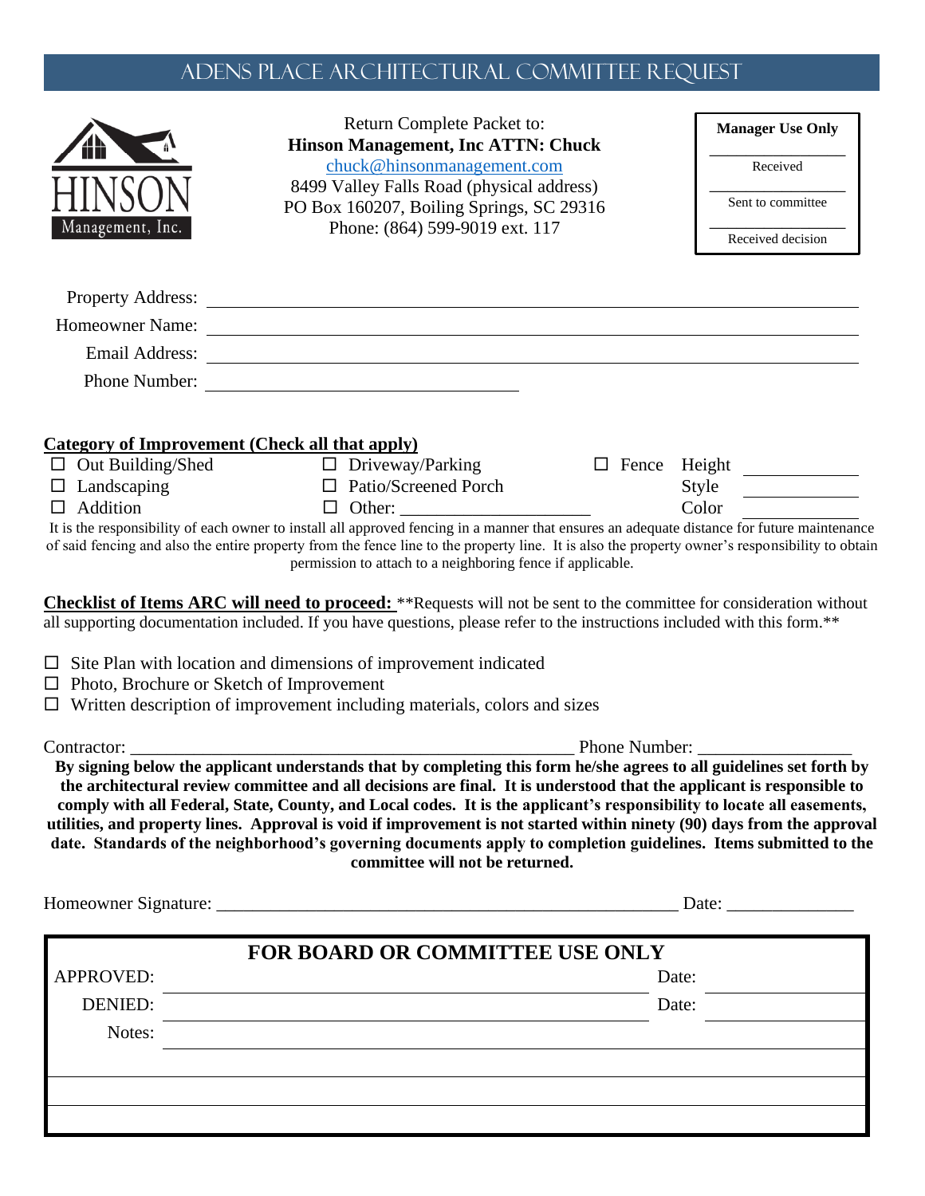# ADENS PLACE ARCHITECTURAL COMMITTEE REQUEST

HINSON Management, Inc.

Return Complete Packet to:
**Hinson Management, Inc ATTN: Chuck**
chuck@hinsonmanagement.com
8499 Valley Falls Road (physical address)
PO Box 160207, Boiling Springs, SC 29316
Phone: (864) 599-9019 ext. 117

| **Manager Use Only** |
|---|
| Received |
| Sent to committee |
| Received decision |

Property Address: ______________________________

Homeowner Name: ______________________________

Email Address: ______________________________

Phone Number: ______________________________

**Category of Improvement (Check all that apply)**

- ☐ Out Building/Shed
- ☐ Landscaping
- ☐ Addition
- ☐ Driveway/Parking
- ☐ Patio/Screened Porch
- ☐ Other: ____________________
- ☐ Fence Height ________ Style ________ Color ________

It is the responsibility of each owner to install all approved fencing in a manner that ensures an adequate distance for future maintenance of said fencing and also the entire property from the fence line to the property line. It is also the property owner's responsibility to obtain permission to attach to a neighboring fence if applicable.

**Checklist of Items ARC will need to proceed:** **Requests will not be sent to the committee for consideration without all supporting documentation included. If you have questions, please refer to the instructions included with this form.**

- ☐ Site Plan with location and dimensions of improvement indicated
- ☐ Photo, Brochure or Sketch of Improvement
- ☐ Written description of improvement including materials, colors and sizes

Contractor: ________________________________________________ Phone Number: ________________

**By signing below the applicant understands that by completing this form he/she agrees to all guidelines set forth by the architectural review committee and all decisions are final. It is understood that the applicant is responsible to comply with all Federal, State, County, and Local codes. It is the applicant's responsibility to locate all easements, utilities, and property lines. Approval is void if improvement is not started within ninety (90) days from the approval date. Standards of the neighborhood's governing documents apply to completion guidelines. Items submitted to the committee will not be returned.**

Homeowner Signature: ______________________________________________ Date: _____________

**FOR BOARD OR COMMITTEE USE ONLY**

APPROVED: ______________________________ Date: __________

DENIED: ______________________________ Date: __________

Notes: ______________________________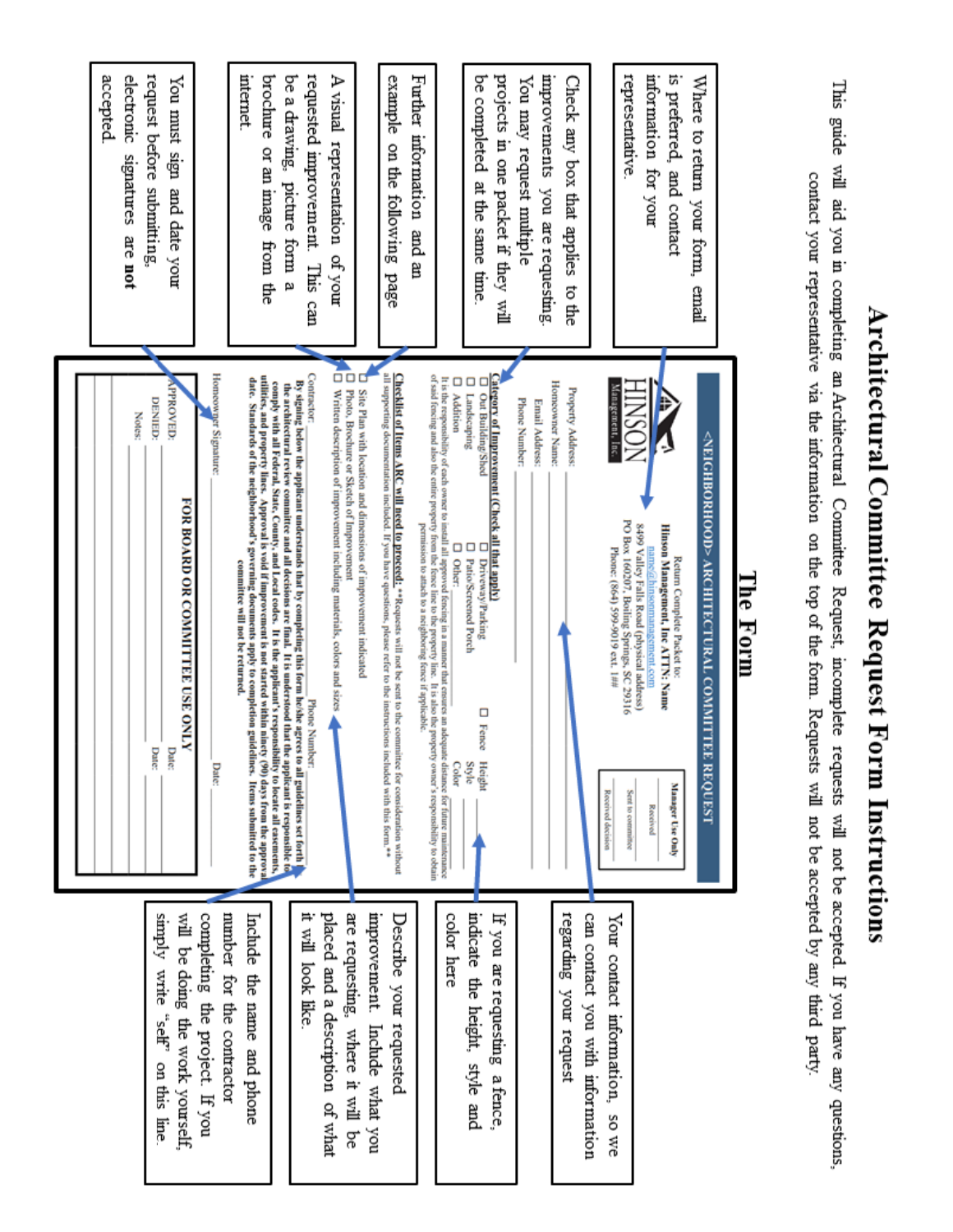# Architectural Committee Request Form Instructions

This guide will aid you in completing an Architectural Committee Request, incomplete requests will not be accepted. If you have any questions, contact your representative via the information on the top of the form. Requests will not be accepted by any third party.

## The Form

Where to return your form, email is preferred, and contact information for your representative.

Check any box that applies to the improvements you are requesting. You may request multiple projects in one packet if they will be completed at the same time.

Further information and an example on the following page

A visual representation of your requested improvement. This can be a drawing, picture form a brochure or an image from the internet.

You must sign and date your request before submitting, electronic signatures are **not** accepted.

Your contact information, so we can contact you with information regarding your request

If you are requesting a fence, indicate the height, style and color here

Describe your requested improvement. Include what you are requesting, where it will be placed and a description of what it will look like.

Include the name and phone number for the contractor completing the project. If you will be doing the work yourself, simply write "self" on this line.

---

**<NEIGHBORHOOD> ARCHITECTURAL COMMITTEE REQUEST**

HINSON Management, Inc.

Return Complete Packet to:
**Hinson Management, Inc ATTN: Name**
name@hinsonmanagement.com
8499 Valley Falls Road (physical address)
PO Box 160207, Boiling Springs, SC 29316
Phone: (864) 599-9019 ext. ###

| Manager Use Only |
|---|
| Received |
| Sent to committee |
| Received decision |

Property Address: ______
Homeowner Name: ______
Email Address: ______
Phone Number: ______

**Category of Improvement (Check all that apply)**

- ☐ Out Building/Shed
- ☐ Landscaping
- ☐ Addition
- ☐ Driveway/Parking
- ☐ Patio/Screened Porch
- ☐ Other: ______
- ☐ Fence Height ______ Style ______ Color ______

It is the responsibility of each owner to install all approved fencing in a manner that ensures an adequate distance for future maintenance of said fencing and also the entire property from the fence line to the property line. It is also the property owner's responsibility to obtain permission to attach to a neighboring fence if applicable.

**Checklist of Items ARC will need to proceed:** \*\*Requests will not be sent to the committee for consideration without all supporting documentation included. If you have questions, please refer to the instructions included with this form.\*\*

- ☐ Site Plan with location and dimensions of improvement indicated
- ☐ Photo, Brochure or Sketch of Improvement
- ☐ Written description of improvement including materials, colors and sizes

Contractor: ______ Phone Number: ______

**By signing below the applicant understands that by completing this form he/she agrees to all guidelines set forth by the architectural review committee and all decisions are final. It is understood that the applicant is responsible for comply with all Federal, State, County, and Local codes. It is the applicant's responsibility to locate all easements, utilities, and property lines. Approval is void if improvement is not started within ninety (90) days from the approval date. Standards of the neighborhood's governing documents apply to completion guidelines. Items submitted to the committee will not be returned.**

Homeowner Signature: ______ Date: ______

**FOR BOARD OR COMMITTEE USE ONLY**

APPROVED: ______ Date: ______
DENIED: ______ Date: ______
Notes: ______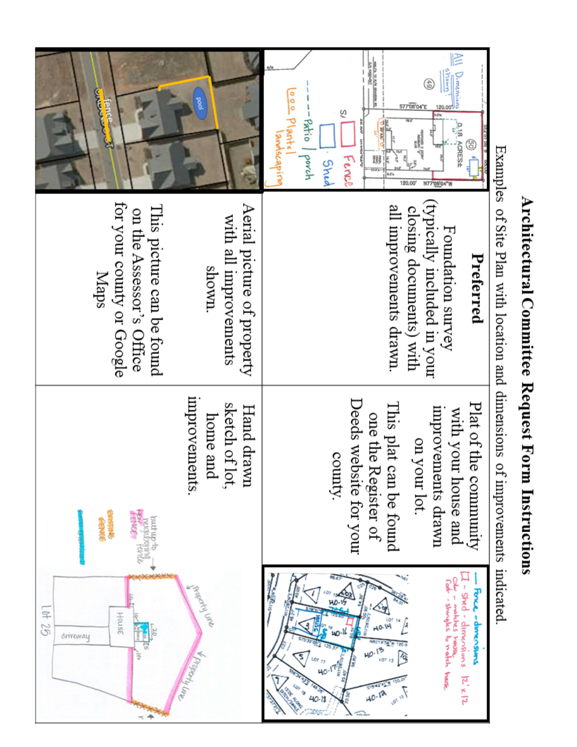# Architectural Committee Request Form Instructions

Examples of Site Plan with location and dimensions of improvements indicated.

| | |
|---|---|
| **Preferred**<br>Foundation survey (typically included in your closing documents) with all improvements drawn. | Plat of the community with your house and improvements drawn on your lot.<br>This plat can be found one the Register of Deeds website for your county. |
| Aerial picture of property with all improvements shown.<br>This picture can be found on the Assessor's Office for your county or Google Maps | Hand drawn sketch of lot, home and improvements. |